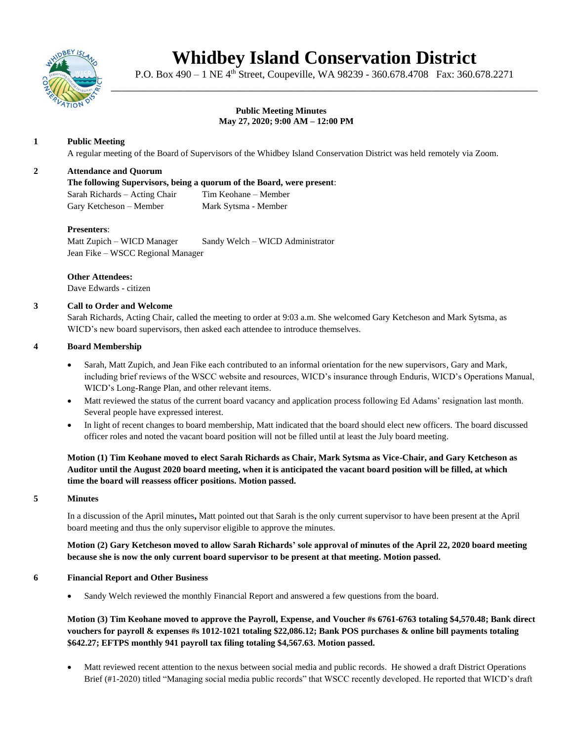# Whidbey Island Conservation District

P.O. Box 490 – 1 NE 4th Street, Coupeville, WA 98239 - 360.678.4708 Fax: 360.678.2271

**Public Meeting Minutes**
**May 27, 2020; 9:00 AM – 12:00 PM**

## 1 Public Meeting

A regular meeting of the Board of Supervisors of the Whidbey Island Conservation District was held remotely via Zoom.

## 2 Attendance and Quorum

**The following Supervisors, being a quorum of the Board, were present**:

Sarah Richards – Acting Chair    Tim Keohane – Member
Gary Ketcheson – Member    Mark Sytsma - Member

**Presenters**:

Matt Zupich – WICD Manager    Sandy Welch – WICD Administrator
Jean Fike – WSCC Regional Manager

**Other Attendees:**

Dave Edwards - citizen

## 3 Call to Order and Welcome

Sarah Richards, Acting Chair, called the meeting to order at 9:03 a.m. She welcomed Gary Ketcheson and Mark Sytsma, as WICD's new board supervisors, then asked each attendee to introduce themselves.

## 4 Board Membership

- Sarah, Matt Zupich, and Jean Fike each contributed to an informal orientation for the new supervisors, Gary and Mark, including brief reviews of the WSCC website and resources, WICD's insurance through Enduris, WICD's Operations Manual, WICD's Long-Range Plan, and other relevant items.
- Matt reviewed the status of the current board vacancy and application process following Ed Adams' resignation last month. Several people have expressed interest.
- In light of recent changes to board membership, Matt indicated that the board should elect new officers. The board discussed officer roles and noted the vacant board position will not be filled until at least the July board meeting.

**Motion (1) Tim Keohane moved to elect Sarah Richards as Chair, Mark Sytsma as Vice-Chair, and Gary Ketcheson as Auditor until the August 2020 board meeting, when it is anticipated the vacant board position will be filled, at which time the board will reassess officer positions. Motion passed.**

## 5 Minutes

In a discussion of the April minutes**,** Matt pointed out that Sarah is the only current supervisor to have been present at the April board meeting and thus the only supervisor eligible to approve the minutes.

**Motion (2) Gary Ketcheson moved to allow Sarah Richards' sole approval of minutes of the April 22, 2020 board meeting because she is now the only current board supervisor to be present at that meeting. Motion passed.**

## 6 Financial Report and Other Business

- Sandy Welch reviewed the monthly Financial Report and answered a few questions from the board.

**Motion (3) Tim Keohane moved to approve the Payroll, Expense, and Voucher #s 6761-6763 totaling $4,570.48; Bank direct vouchers for payroll & expenses #s 1012-1021 totaling $22,086.12; Bank POS purchases & online bill payments totaling $642.27; EFTPS monthly 941 payroll tax filing totaling $4,567.63. Motion passed.**

- Matt reviewed recent attention to the nexus between social media and public records. He showed a draft District Operations Brief (#1-2020) titled "Managing social media public records" that WSCC recently developed. He reported that WICD's draft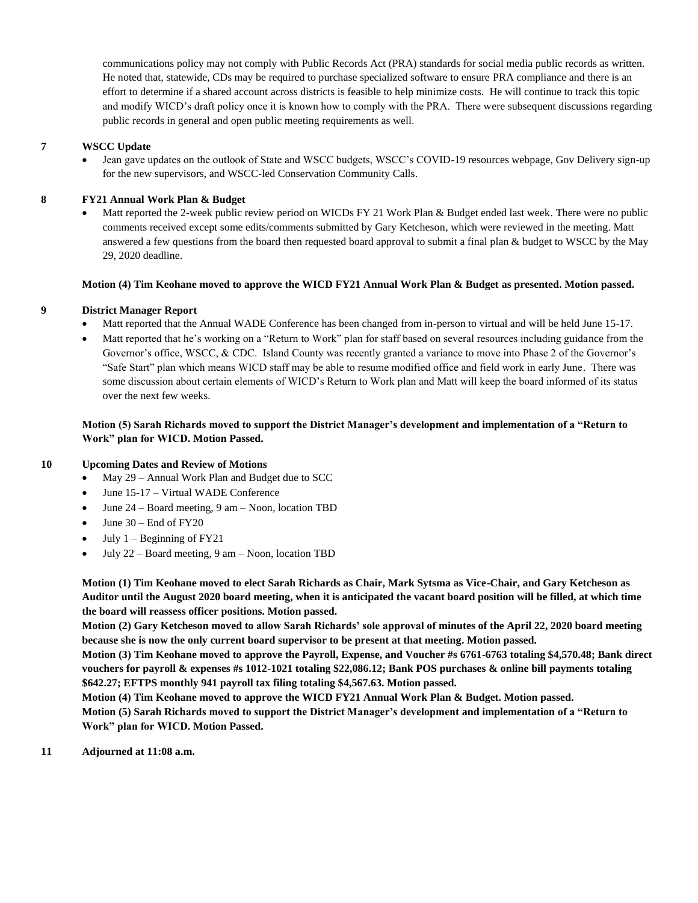communications policy may not comply with Public Records Act (PRA) standards for social media public records as written. He noted that, statewide, CDs may be required to purchase specialized software to ensure PRA compliance and there is an effort to determine if a shared account across districts is feasible to help minimize costs. He will continue to track this topic and modify WICD's draft policy once it is known how to comply with the PRA. There were subsequent discussions regarding public records in general and open public meeting requirements as well.

**7 WSCC Update**

- Jean gave updates on the outlook of State and WSCC budgets, WSCC's COVID-19 resources webpage, Gov Delivery sign-up for the new supervisors, and WSCC-led Conservation Community Calls.

**8 FY21 Annual Work Plan & Budget**

- Matt reported the 2-week public review period on WICDs FY 21 Work Plan & Budget ended last week. There were no public comments received except some edits/comments submitted by Gary Ketcheson, which were reviewed in the meeting. Matt answered a few questions from the board then requested board approval to submit a final plan & budget to WSCC by the May 29, 2020 deadline.

**Motion (4) Tim Keohane moved to approve the WICD FY21 Annual Work Plan & Budget as presented. Motion passed.**

**9 District Manager Report**

- Matt reported that the Annual WADE Conference has been changed from in-person to virtual and will be held June 15-17.
- Matt reported that he's working on a "Return to Work" plan for staff based on several resources including guidance from the Governor's office, WSCC, & CDC. Island County was recently granted a variance to move into Phase 2 of the Governor's "Safe Start" plan which means WICD staff may be able to resume modified office and field work in early June. There was some discussion about certain elements of WICD's Return to Work plan and Matt will keep the board informed of its status over the next few weeks.

**Motion (5) Sarah Richards moved to support the District Manager's development and implementation of a "Return to Work" plan for WICD. Motion Passed.**

**10 Upcoming Dates and Review of Motions**

- May 29 – Annual Work Plan and Budget due to SCC
- June 15-17 – Virtual WADE Conference
- June 24 – Board meeting, 9 am – Noon, location TBD
- June 30 – End of FY20
- July 1 – Beginning of FY21
- July 22 – Board meeting, 9 am – Noon, location TBD

**Motion (1) Tim Keohane moved to elect Sarah Richards as Chair, Mark Sytsma as Vice-Chair, and Gary Ketcheson as Auditor until the August 2020 board meeting, when it is anticipated the vacant board position will be filled, at which time the board will reassess officer positions. Motion passed.**
**Motion (2) Gary Ketcheson moved to allow Sarah Richards' sole approval of minutes of the April 22, 2020 board meeting because she is now the only current board supervisor to be present at that meeting. Motion passed.**
**Motion (3) Tim Keohane moved to approve the Payroll, Expense, and Voucher #s 6761-6763 totaling $4,570.48; Bank direct vouchers for payroll & expenses #s 1012-1021 totaling $22,086.12; Bank POS purchases & online bill payments totaling $642.27; EFTPS monthly 941 payroll tax filing totaling $4,567.63. Motion passed.**
**Motion (4) Tim Keohane moved to approve the WICD FY21 Annual Work Plan & Budget. Motion passed.**
**Motion (5) Sarah Richards moved to support the District Manager's development and implementation of a "Return to Work" plan for WICD. Motion Passed.**

**11 Adjourned at 11:08 a.m.**